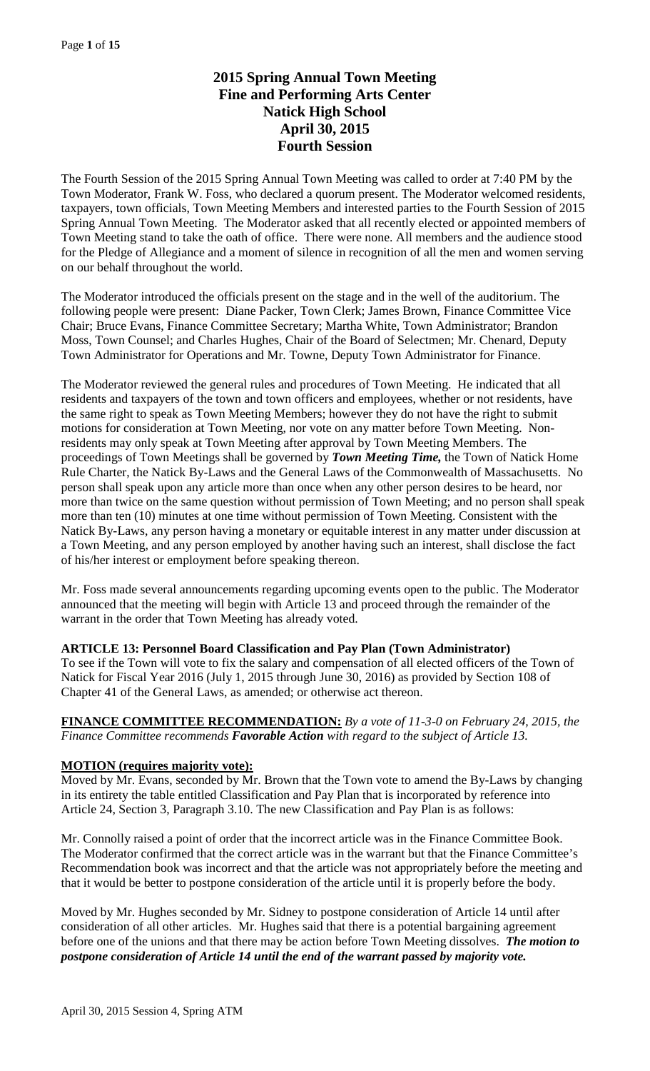# 2015 Spring Annual Town Meeting
## Fine and Performing Arts Center
## Natick High School
## April 30, 2015
## Fourth Session

The Fourth Session of the 2015 Spring Annual Town Meeting was called to order at 7:40 PM by the Town Moderator, Frank W. Foss, who declared a quorum present. The Moderator welcomed residents, taxpayers, town officials, Town Meeting Members and interested parties to the Fourth Session of 2015 Spring Annual Town Meeting. The Moderator asked that all recently elected or appointed members of Town Meeting stand to take the oath of office. There were none. All members and the audience stood for the Pledge of Allegiance and a moment of silence in recognition of all the men and women serving on our behalf throughout the world.

The Moderator introduced the officials present on the stage and in the well of the auditorium. The following people were present: Diane Packer, Town Clerk; James Brown, Finance Committee Vice Chair; Bruce Evans, Finance Committee Secretary; Martha White, Town Administrator; Brandon Moss, Town Counsel; and Charles Hughes, Chair of the Board of Selectmen; Mr. Chenard, Deputy Town Administrator for Operations and Mr. Towne, Deputy Town Administrator for Finance.

The Moderator reviewed the general rules and procedures of Town Meeting. He indicated that all residents and taxpayers of the town and town officers and employees, whether or not residents, have the same right to speak as Town Meeting Members; however they do not have the right to submit motions for consideration at Town Meeting, nor vote on any matter before Town Meeting. Non-residents may only speak at Town Meeting after approval by Town Meeting Members. The proceedings of Town Meetings shall be governed by ***Town Meeting Time,*** the Town of Natick Home Rule Charter, the Natick By-Laws and the General Laws of the Commonwealth of Massachusetts. No person shall speak upon any article more than once when any other person desires to be heard, nor more than twice on the same question without permission of Town Meeting; and no person shall speak more than ten (10) minutes at one time without permission of Town Meeting. Consistent with the Natick By-Laws, any person having a monetary or equitable interest in any matter under discussion at a Town Meeting, and any person employed by another having such an interest, shall disclose the fact of his/her interest or employment before speaking thereon.

Mr. Foss made several announcements regarding upcoming events open to the public. The Moderator announced that the meeting will begin with Article 13 and proceed through the remainder of the warrant in the order that Town Meeting has already voted.

**ARTICLE 13: Personnel Board Classification and Pay Plan (Town Administrator)**
To see if the Town will vote to fix the salary and compensation of all elected officers of the Town of Natick for Fiscal Year 2016 (July 1, 2015 through June 30, 2016) as provided by Section 108 of Chapter 41 of the General Laws, as amended; or otherwise act thereon.

**FINANCE COMMITTEE RECOMMENDATION:** *By a vote of 11-3-0 on February 24, 2015, the Finance Committee recommends* ***Favorable Action*** *with regard to the subject of Article 13.*

**MOTION (requires majority vote):**
Moved by Mr. Evans, seconded by Mr. Brown that the Town vote to amend the By-Laws by changing in its entirety the table entitled Classification and Pay Plan that is incorporated by reference into Article 24, Section 3, Paragraph 3.10. The new Classification and Pay Plan is as follows:

Mr. Connolly raised a point of order that the incorrect article was in the Finance Committee Book. The Moderator confirmed that the correct article was in the warrant but that the Finance Committee's Recommendation book was incorrect and that the article was not appropriately before the meeting and that it would be better to postpone consideration of the article until it is properly before the body.

Moved by Mr. Hughes seconded by Mr. Sidney to postpone consideration of Article 14 until after consideration of all other articles. Mr. Hughes said that there is a potential bargaining agreement before one of the unions and that there may be action before Town Meeting dissolves. ***The motion to postpone consideration of Article 14 until the end of the warrant passed by majority vote.***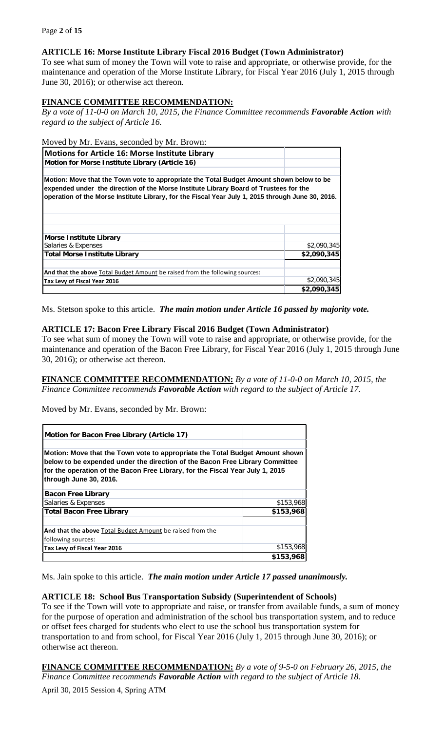## ARTICLE 16: Morse Institute Library Fiscal 2016 Budget (Town Administrator)

To see what sum of money the Town will vote to raise and appropriate, or otherwise provide, for the maintenance and operation of the Morse Institute Library, for Fiscal Year 2016 (July 1, 2015 through June 30, 2016); or otherwise act thereon.

### FINANCE COMMITTEE RECOMMENDATION:

*By a vote of 11-0-0 on March 10, 2015, the Finance Committee recommends **Favorable Action** with regard to the subject of Article 16.*

Moved by Mr. Evans, seconded by Mr. Brown:

| Motions for Article 16: Morse Institute Library | |
|---|---|
| **Motion for Morse Institute Library (Article 16)** | |
| **Motion: Move that the Town vote to appropriate the Total Budget Amount shown below to be expended under the direction of the Morse Institute Library Board of Trustees for the operation of the Morse Institute Library, for the Fiscal Year July 1, 2015 through June 30, 2016.** | |
| **Morse Institute Library** | |
| Salaries & Expenses | $2,090,345 |
| **Total Morse Institute Library** | **$2,090,345** |
| **And that the above** Total Budget Amount be raised from the following sources: | |
| **Tax Levy of Fiscal Year 2016** | $2,090,345 |
| | **$2,090,345** |

Ms. Stetson spoke to this article. ***The main motion under Article 16 passed by majority vote.***

## ARTICLE 17: Bacon Free Library Fiscal 2016 Budget (Town Administrator)

To see what sum of money the Town will vote to raise and appropriate, or otherwise provide, for the maintenance and operation of the Bacon Free Library, for Fiscal Year 2016 (July 1, 2015 through June 30, 2016); or otherwise act thereon.

**FINANCE COMMITTEE RECOMMENDATION:** *By a vote of 11-0-0 on March 10, 2015, the Finance Committee recommends **Favorable Action** with regard to the subject of Article 17.*

Moved by Mr. Evans, seconded by Mr. Brown:

| Motion for Bacon Free Library (Article 17) | |
|---|---|
| **Motion: Move that the Town vote to appropriate the Total Budget Amount shown below to be expended under the direction of the Bacon Free Library Committee for the operation of the Bacon Free Library, for the Fiscal Year July 1, 2015 through June 30, 2016.** | |
| **Bacon Free Library** | |
| Salaries & Expenses | $153,968 |
| **Total Bacon Free Library** | **$153,968** |
| **And that the above** Total Budget Amount be raised from the following sources: | |
| **Tax Levy of Fiscal Year 2016** | $153,968 |
| | **$153,968** |

Ms. Jain spoke to this article. ***The main motion under Article 17 passed unanimously.***

## ARTICLE 18: School Bus Transportation Subsidy (Superintendent of Schools)

To see if the Town will vote to appropriate and raise, or transfer from available funds, a sum of money for the purpose of operation and administration of the school bus transportation system, and to reduce or offset fees charged for students who elect to use the school bus transportation system for transportation to and from school, for Fiscal Year 2016 (July 1, 2015 through June 30, 2016); or otherwise act thereon.

**FINANCE COMMITTEE RECOMMENDATION:** *By a vote of 9-5-0 on February 26, 2015, the Finance Committee recommends **Favorable Action** with regard to the subject of Article 18.*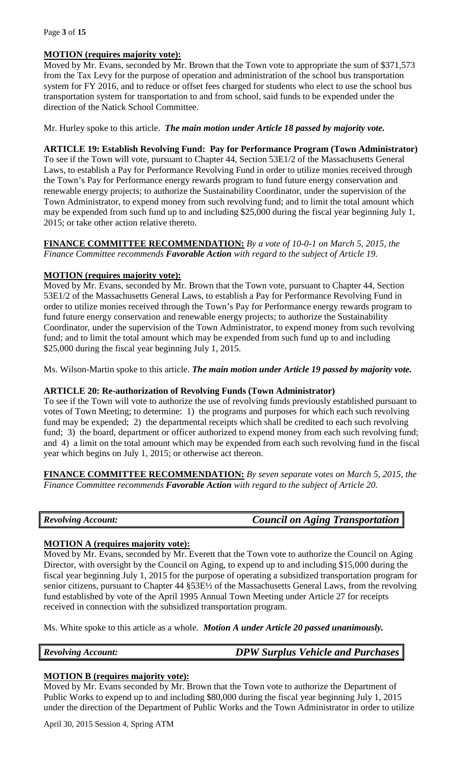**MOTION (requires majority vote):**
Moved by Mr. Evans, seconded by Mr. Brown that the Town vote to appropriate the sum of $371,573 from the Tax Levy for the purpose of operation and administration of the school bus transportation system for FY 2016, and to reduce or offset fees charged for students who elect to use the school bus transportation system for transportation to and from school, said funds to be expended under the direction of the Natick School Committee.

Mr. Hurley spoke to this article. ***The main motion under Article 18 passed by majority vote.***

**ARTICLE 19: Establish Revolving Fund: Pay for Performance Program (Town Administrator)**
To see if the Town will vote, pursuant to Chapter 44, Section 53E1/2 of the Massachusetts General Laws, to establish a Pay for Performance Revolving Fund in order to utilize monies received through the Town's Pay for Performance energy rewards program to fund future energy conservation and renewable energy projects; to authorize the Sustainability Coordinator, under the supervision of the Town Administrator, to expend money from such revolving fund; and to limit the total amount which may be expended from such fund up to and including $25,000 during the fiscal year beginning July 1, 2015; or take other action relative thereto.

**FINANCE COMMITTEE RECOMMENDATION:** *By a vote of 10-0-1 on March 5, 2015, the Finance Committee recommends **Favorable Action** with regard to the subject of Article 19.*

**MOTION (requires majority vote):**
Moved by Mr. Evans, seconded by Mr. Brown that the Town vote, pursuant to Chapter 44, Section 53E1/2 of the Massachusetts General Laws, to establish a Pay for Performance Revolving Fund in order to utilize monies received through the Town's Pay for Performance energy rewards program to fund future energy conservation and renewable energy projects; to authorize the Sustainability Coordinator, under the supervision of the Town Administrator, to expend money from such revolving fund; and to limit the total amount which may be expended from such fund up to and including $25,000 during the fiscal year beginning July 1, 2015.

Ms. Wilson-Martin spoke to this article. ***The main motion under Article 19 passed by majority vote.***

**ARTICLE 20: Re-authorization of Revolving Funds (Town Administrator)**
To see if the Town will vote to authorize the use of revolving funds previously established pursuant to votes of Town Meeting; to determine: 1) the programs and purposes for which each such revolving fund may be expended; 2) the departmental receipts which shall be credited to each such revolving fund; 3) the board, department or officer authorized to expend money from each such revolving fund; and 4) a limit on the total amount which may be expended from each such revolving fund in the fiscal year which begins on July 1, 2015; or otherwise act thereon.

**FINANCE COMMITTEE RECOMMENDATION:** *By seven separate votes on March 5, 2015, the Finance Committee recommends **Favorable Action** with regard to the subject of Article 20.*

| *Revolving Account:* | ***Council on Aging Transportation*** |
|---|---|

**MOTION A (requires majority vote):**
Moved by Mr. Evans, seconded by Mr. Everett that the Town vote to authorize the Council on Aging Director, with oversight by the Council on Aging, to expend up to and including $15,000 during the fiscal year beginning July 1, 2015 for the purpose of operating a subsidized transportation program for senior citizens, pursuant to Chapter 44 §53E½ of the Massachusetts General Laws, from the revolving fund established by vote of the April 1995 Annual Town Meeting under Article 27 for receipts received in connection with the subsidized transportation program.

Ms. White spoke to this article as a whole. ***Motion A under Article 20 passed unanimously.***

| *Revolving Account:* | ***DPW Surplus Vehicle and Purchases*** |
|---|---|

**MOTION B (requires majority vote):**
Moved by Mr. Evans seconded by Mr. Brown that the Town vote to authorize the Department of Public Works to expend up to and including $80,000 during the fiscal year beginning July 1, 2015 under the direction of the Department of Public Works and the Town Administrator in order to utilize

April 30, 2015 Session 4, Spring ATM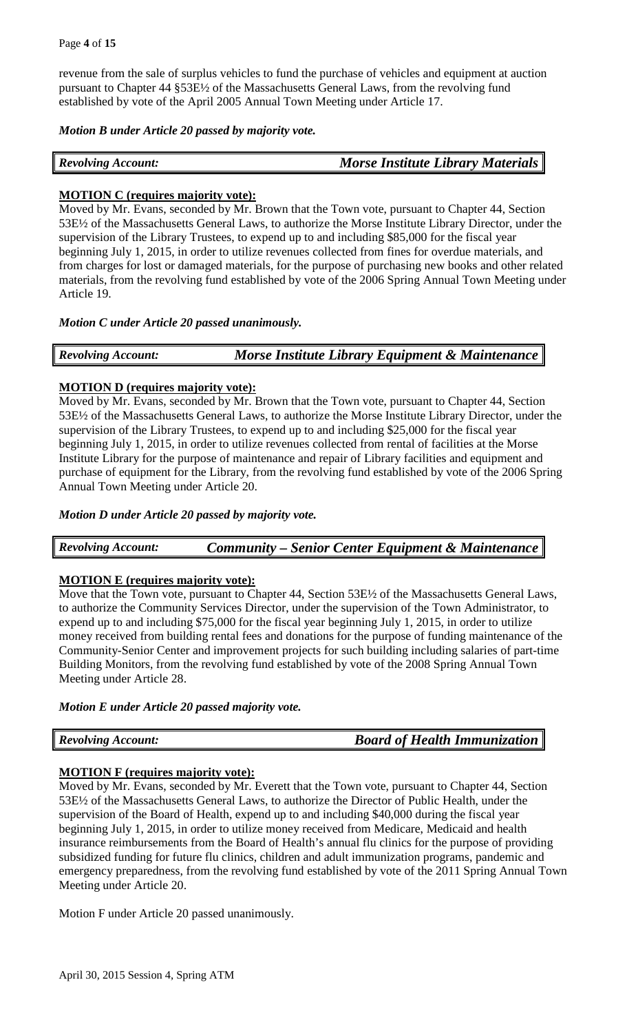revenue from the sale of surplus vehicles to fund the purchase of vehicles and equipment at auction pursuant to Chapter 44 §53E½ of the Massachusetts General Laws, from the revolving fund established by vote of the April 2005 Annual Town Meeting under Article 17.

***Motion B under Article 20 passed by majority vote.***

| *Revolving Account:* | ***Morse Institute Library Materials*** |
|---|---|

**MOTION C (requires majority vote):**
Moved by Mr. Evans, seconded by Mr. Brown that the Town vote, pursuant to Chapter 44, Section 53E½ of the Massachusetts General Laws, to authorize the Morse Institute Library Director, under the supervision of the Library Trustees, to expend up to and including $85,000 for the fiscal year beginning July 1, 2015, in order to utilize revenues collected from fines for overdue materials, and from charges for lost or damaged materials, for the purpose of purchasing new books and other related materials, from the revolving fund established by vote of the 2006 Spring Annual Town Meeting under Article 19.

***Motion C under Article 20 passed unanimously.***

| *Revolving Account:* | ***Morse Institute Library Equipment & Maintenance*** |
|---|---|

**MOTION D (requires majority vote):**
Moved by Mr. Evans, seconded by Mr. Brown that the Town vote, pursuant to Chapter 44, Section 53E½ of the Massachusetts General Laws, to authorize the Morse Institute Library Director, under the supervision of the Library Trustees, to expend up to and including $25,000 for the fiscal year beginning July 1, 2015, in order to utilize revenues collected from rental of facilities at the Morse Institute Library for the purpose of maintenance and repair of Library facilities and equipment and purchase of equipment for the Library, from the revolving fund established by vote of the 2006 Spring Annual Town Meeting under Article 20.

***Motion D under Article 20 passed by majority vote.***

| *Revolving Account:* | ***Community – Senior Center Equipment & Maintenance*** |
|---|---|

**MOTION E (requires majority vote):**
Move that the Town vote, pursuant to Chapter 44, Section 53E½ of the Massachusetts General Laws, to authorize the Community Services Director, under the supervision of the Town Administrator, to expend up to and including $75,000 for the fiscal year beginning July 1, 2015, in order to utilize money received from building rental fees and donations for the purpose of funding maintenance of the Community-Senior Center and improvement projects for such building including salaries of part-time Building Monitors, from the revolving fund established by vote of the 2008 Spring Annual Town Meeting under Article 28.

***Motion E under Article 20 passed majority vote.***

| *Revolving Account:* | ***Board of Health Immunization*** |
|---|---|

**MOTION F (requires majority vote):**
Moved by Mr. Evans, seconded by Mr. Everett that the Town vote, pursuant to Chapter 44, Section 53E½ of the Massachusetts General Laws, to authorize the Director of Public Health, under the supervision of the Board of Health, expend up to and including $40,000 during the fiscal year beginning July 1, 2015, in order to utilize money received from Medicare, Medicaid and health insurance reimbursements from the Board of Health's annual flu clinics for the purpose of providing subsidized funding for future flu clinics, children and adult immunization programs, pandemic and emergency preparedness, from the revolving fund established by vote of the 2011 Spring Annual Town Meeting under Article 20.

Motion F under Article 20 passed unanimously.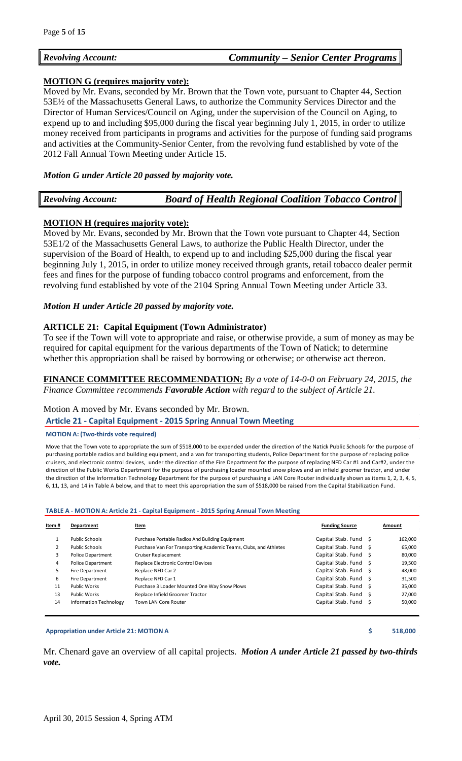| *Revolving Account:* | *Community – Senior Center Programs* |
|---|---|

**MOTION G (requires majority vote):**

Moved by Mr. Evans, seconded by Mr. Brown that the Town vote, pursuant to Chapter 44, Section 53E½ of the Massachusetts General Laws, to authorize the Community Services Director and the Director of Human Services/Council on Aging, under the supervision of the Council on Aging, to expend up to and including $95,000 during the fiscal year beginning July 1, 2015, in order to utilize money received from participants in programs and activities for the purpose of funding said programs and activities at the Community-Senior Center, from the revolving fund established by vote of the 2012 Fall Annual Town Meeting under Article 15.

***Motion G under Article 20 passed by majority vote.***

| *Revolving Account:* | *Board of Health Regional Coalition Tobacco Control* |
|---|---|

**MOTION H (requires majority vote):**

Moved by Mr. Evans, seconded by Mr. Brown that the Town vote pursuant to Chapter 44, Section 53E1/2 of the Massachusetts General Laws, to authorize the Public Health Director, under the supervision of the Board of Health, to expend up to and including $25,000 during the fiscal year beginning July 1, 2015, in order to utilize money received through grants, retail tobacco dealer permit fees and fines for the purpose of funding tobacco control programs and enforcement, from the revolving fund established by vote of the 2104 Spring Annual Town Meeting under Article 33.

***Motion H under Article 20 passed by majority vote.***

**ARTICLE 21: Capital Equipment (Town Administrator)**

To see if the Town will vote to appropriate and raise, or otherwise provide, a sum of money as may be required for capital equipment for the various departments of the Town of Natick; to determine whether this appropriation shall be raised by borrowing or otherwise; or otherwise act thereon.

**FINANCE COMMITTEE RECOMMENDATION:** *By a vote of 14-0-0 on February 24, 2015, the Finance Committee recommends **Favorable Action** with regard to the subject of Article 21.*

Motion A moved by Mr. Evans seconded by Mr. Brown.

**Article 21 - Capital Equipment - 2015 Spring Annual Town Meeting**

**MOTION A: (Two-thirds vote required)**

Move that the Town vote to appropriate the sum of $518,000 to be expended under the direction of the Natick Public Schools for the purpose of purchasing portable radios and building equipment, and a van for transporting students, Police Department for the purpose of replacing police cruisers, and electronic control devices, under the direction of the Fire Department for the purpose of replacing NFD Car #1 and Car#2, under the direction of the Public Works Department for the purpose of purchasing loader mounted snow plows and an infield groomer tractor, and under the direction of the Information Technology Department for the purpose of purchasing a LAN Core Router individually shown as items 1, 2, 3, 4, 5, 6, 11, 13, and 14 in Table A below, and that to meet this appropriation the sum of $518,000 be raised from the Capital Stabilization Fund.

**TABLE A - MOTION A: Article 21 - Capital Equipment - 2015 Spring Annual Town Meeting**

| Item # | Department | Item | Funding Source | Amount |
|---|---|---|---|---|
| 1 | Public Schools | Purchase Portable Radios And Building Equipment | Capital Stab. Fund | $ 162,000 |
| 2 | Public Schools | Purchase Van For Transporting Academic Teams, Clubs, and Athletes | Capital Stab. Fund | $ 65,000 |
| 3 | Police Department | Cruiser Replacement | Capital Stab. Fund | $ 80,000 |
| 4 | Police Department | Replace Electronic Control Devices | Capital Stab. Fund | $ 19,500 |
| 5 | Fire Department | Replace NFD Car 2 | Capital Stab. Fund | $ 48,000 |
| 6 | Fire Department | Replace NFD Car 1 | Capital Stab. Fund | $ 31,500 |
| 11 | Public Works | Purchase 3 Loader Mounted One Way Snow Plows | Capital Stab. Fund | $ 35,000 |
| 13 | Public Works | Replace Infield Groomer Tractor | Capital Stab. Fund | $ 27,000 |
| 14 | Information Technology | Town LAN Core Router | Capital Stab. Fund | $ 50,000 |
| | | | | |
| **Appropriation under Article 21: MOTION A** | | | | **$ 518,000** |

Mr. Chenard gave an overview of all capital projects. ***Motion A under Article 21 passed by two-thirds vote.***

April 30, 2015 Session 4, Spring ATM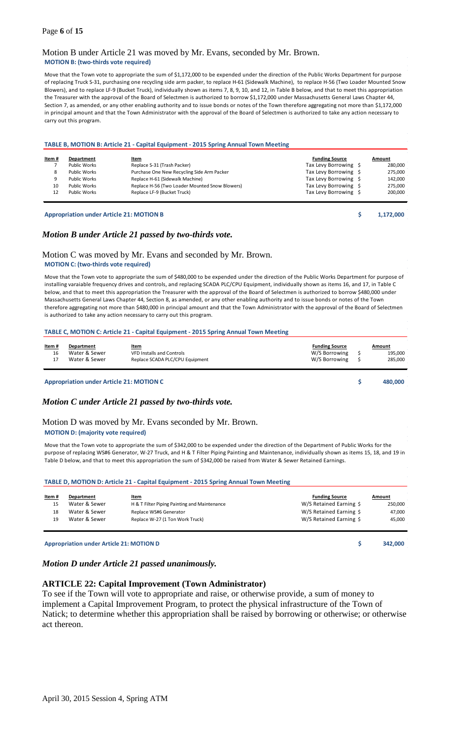Motion B under Article 21 was moved by Mr. Evans, seconded by Mr. Brown.

**MOTION B: (two-thirds vote required)**

Move that the Town vote to appropriate the sum of $1,172,000 to be expended under the direction of the Public Works Department for purpose of replacing Truck S-31, purchasing one recycling side arm packer, to replace H-61 (Sidewalk Machine), to replace H-56 (Two Loader Mounted Snow Blowers), and to replace LF-9 (Bucket Truck), individually shown as items 7, 8, 9, 10, and 12, in Table B below, and that to meet this appropriation the Treasurer with the approval of the Board of Selectmen is authorized to borrow $1,172,000 under Massachusetts General Laws Chapter 44, Section 7, as amended, or any other enabling authority and to issue bonds or notes of the Town therefore aggregating not more than $1,172,000 in principal amount and that the Town Administrator with the approval of the Board of Selectmen is authorized to take any action necessary to carry out this program.

**TABLE B, MOTION B: Article 21 - Capital Equipment - 2015 Spring Annual Town Meeting**

| Item # | Department | Item | Funding Source | Amount |
|---|---|---|---|---|
| 7 | Public Works | Replace S-31 (Trash Packer) | Tax Levy Borrowing | $ 280,000 |
| 8 | Public Works | Purchase One New Recycling Side Arm Packer | Tax Levy Borrowing | $ 275,000 |
| 9 | Public Works | Replace H-61 (Sidewalk Machine) | Tax Levy Borrowing | $ 142,000 |
| 10 | Public Works | Replace H-56 (Two Loader Mounted Snow Blowers) | Tax Levy Borrowing | $ 275,000 |
| 12 | Public Works | Replace LF-9 (Bucket Truck) | Tax Levy Borrowing | $ 200,000 |
| | **Appropriation under Article 21: MOTION B** | | | **$ 1,172,000** |

*Motion B under Article 21 passed by two-thirds vote.*

Motion C was moved by Mr. Evans and seconded by Mr. Brown.

**MOTION C: (two-thirds vote required)**

Move that the Town vote to appropriate the sum of $480,000 to be expended under the direction of the Public Works Department for purpose of installing varaiable frequency drives and controls, and replacing SCADA PLC/CPU Equipment, individually shown as items 16, and 17, in Table C below, and that to meet this appropriation the Treasurer with the approval of the Board of Selectmen is authorized to borrow $480,000 under Massachusetts General Laws Chapter 44, Section 8, as amended, or any other enabling authority and to issue bonds or notes of the Town therefore aggregating not more than $480,000 in principal amount and that the Town Administrator with the approval of the Board of Selectmen is authorized to take any action necessary to carry out this program.

**TABLE C, MOTION C: Article 21 - Capital Equipment - 2015 Spring Annual Town Meeting**

| Item # | Department | Item | Funding Source | Amount |
|---|---|---|---|---|
| 16 | Water & Sewer | VFD Installs and Controls | W/S Borrowing | $ 195,000 |
| 17 | Water & Sewer | Replace SCADA PLC/CPU Equipment | W/S Borrowing | $ 285,000 |
| | **Appropriation under Article 21: MOTION C** | | | **$ 480,000** |

*Motion C under Article 21 passed by two-thirds vote.*

Motion D was moved by Mr. Evans seconded by Mr. Brown.

**MOTION D: (majority vote required)**

Move that the Town vote to appropriate the sum of $342,000 to be expended under the direction of the Department of Public Works for the purpose of replacing WS#6 Generator, W-27 Truck, and H & T Filter Piping Painting and Maintenance, individually shown as items 15, 18, and 19 in Table D below, and that to meet this appropriation the sum of $342,000 be raised from Water & Sewer Retained Earnings.

**TABLE D, MOTION D: Article 21 - Capital Equipment - 2015 Spring Annual Town Meeting**

| Item # | Department | Item | Funding Source | Amount |
|---|---|---|---|---|
| 15 | Water & Sewer | H & T Filter Piping Painting and Maintenance | W/S Retained Earning | $ 250,000 |
| 18 | Water & Sewer | Replace WS#6 Generator | W/S Retained Earning | $ 47,000 |
| 19 | Water & Sewer | Replace W-27 (1 Ton Work Truck) | W/S Retained Earning | $ 45,000 |
| | **Appropriation under Article 21: MOTION D** | | | **$ 342,000** |

*Motion D under Article 21 passed unanimously.*

## ARTICLE 22: Capital Improvement (Town Administrator)

To see if the Town will vote to appropriate and raise, or otherwise provide, a sum of money to implement a Capital Improvement Program, to protect the physical infrastructure of the Town of Natick; to determine whether this appropriation shall be raised by borrowing or otherwise; or otherwise act thereon.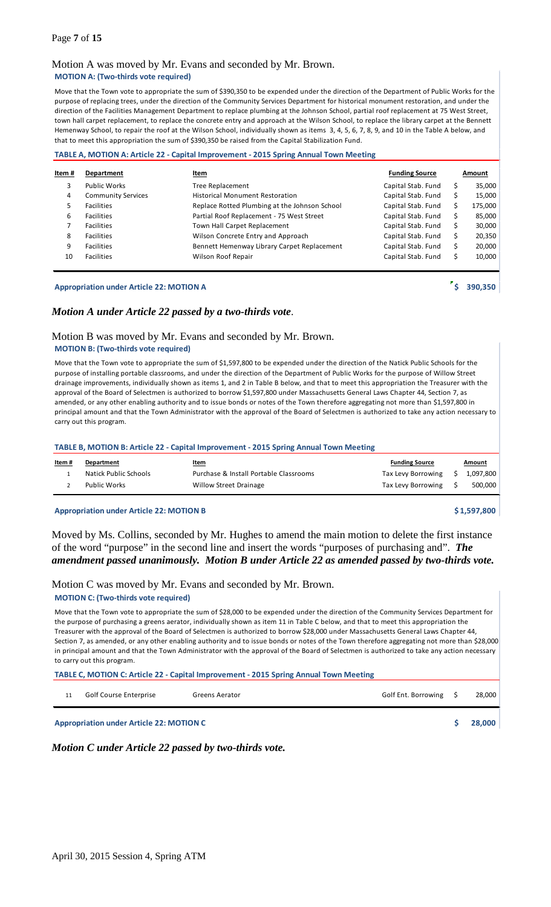Motion A was moved by Mr. Evans and seconded by Mr. Brown.

**MOTION A: (Two-thirds vote required)**

Move that the Town vote to appropriate the sum of $390,350 to be expended under the direction of the Department of Public Works for the purpose of replacing trees, under the direction of the Community Services Department for historical monument restoration, and under the direction of the Facilities Management Department to replace plumbing at the Johnson School, partial roof replacement at 75 West Street, town hall carpet replacement, to replace the concrete entry and approach at the Wilson School, to replace the library carpet at the Bennett Hemenway School, to repair the roof at the Wilson School, individually shown as items 3, 4, 5, 6, 7, 8, 9, and 10 in the Table A below, and that to meet this appropriation the sum of $390,350 be raised from the Capital Stabilization Fund.

**TABLE A, MOTION A: Article 22 - Capital Improvement - 2015 Spring Annual Town Meeting**

| Item # | Department | Item | Funding Source | Amount |
|---|---|---|---|---|
| 3 | Public Works | Tree Replacement | Capital Stab. Fund | $ 35,000 |
| 4 | Community Services | Historical Monument Restoration | Capital Stab. Fund | $ 15,000 |
| 5 | Facilities | Replace Rotted Plumbing at the Johnson School | Capital Stab. Fund | $ 175,000 |
| 6 | Facilities | Partial Roof Replacement - 75 West Street | Capital Stab. Fund | $ 85,000 |
| 7 | Facilities | Town Hall Carpet Replacement | Capital Stab. Fund | $ 30,000 |
| 8 | Facilities | Wilson Concrete Entry and Approach | Capital Stab. Fund | $ 20,350 |
| 9 | Facilities | Bennett Hemenway Library Carpet Replacement | Capital Stab. Fund | $ 20,000 |
| 10 | Facilities | Wilson Roof Repair | Capital Stab. Fund | $ 10,000 |
| | **Appropriation under Article 22: MOTION A** | | | **$ 390,350** |

***Motion A under Article 22 passed by a two-thirds vote*.**

Motion B was moved by Mr. Evans and seconded by Mr. Brown.

**MOTION B: (Two-thirds vote required)**

Move that the Town vote to appropriate the sum of $1,597,800 to be expended under the direction of the Natick Public Schools for the purpose of installing portable classrooms, and under the direction of the Department of Public Works for the purpose of Willow Street drainage improvements, individually shown as items 1, and 2 in Table B below, and that to meet this appropriation the Treasurer with the approval of the Board of Selectmen is authorized to borrow $1,597,800 under Massachusetts General Laws Chapter 44, Section 7, as amended, or any other enabling authority and to issue bonds or notes of the Town therefore aggregating not more than $1,597,800 in principal amount and that the Town Administrator with the approval of the Board of Selectmen is authorized to take any action necessary to carry out this program.

**TABLE B, MOTION B: Article 22 - Capital Improvement - 2015 Spring Annual Town Meeting**

| Item # | Department | Item | Funding Source | Amount |
|---|---|---|---|---|
| 1 | Natick Public Schools | Purchase & Install Portable Classrooms | Tax Levy Borrowing | $ 1,097,800 |
| 2 | Public Works | Willow Street Drainage | Tax Levy Borrowing | $ 500,000 |
| | **Appropriation under Article 22: MOTION B** | | | **$1,597,800** |

Moved by Ms. Collins, seconded by Mr. Hughes to amend the main motion to delete the first instance of the word "purpose" in the second line and insert the words "purposes of purchasing and". ***The amendment passed unanimously. Motion B under Article 22 as amended passed by two-thirds vote.***

Motion C was moved by Mr. Evans and seconded by Mr. Brown.

**MOTION C: (Two-thirds vote required)**

Move that the Town vote to appropriate the sum of $28,000 to be expended under the direction of the Community Services Department for the purpose of purchasing a greens aerator, individually shown as item 11 in Table C below, and that to meet this appropriation the Treasurer with the approval of the Board of Selectmen is authorized to borrow $28,000 under Massachusetts General Laws Chapter 44, Section 7, as amended, or any other enabling authority and to issue bonds or notes of the Town therefore aggregating not more than $28,000 in principal amount and that the Town Administrator with the approval of the Board of Selectmen is authorized to take any action necessary to carry out this program.

**TABLE C, MOTION C: Article 22 - Capital Improvement - 2015 Spring Annual Town Meeting**

| Item # | Department | Item | Funding Source | Amount |
|---|---|---|---|---|
| 11 | Golf Course Enterprise | Greens Aerator | Golf Ent. Borrowing | $ 28,000 |
| | **Appropriation under Article 22: MOTION C** | | | **$ 28,000** |

***Motion C under Article 22 passed by two-thirds vote.***

April 30, 2015 Session 4, Spring ATM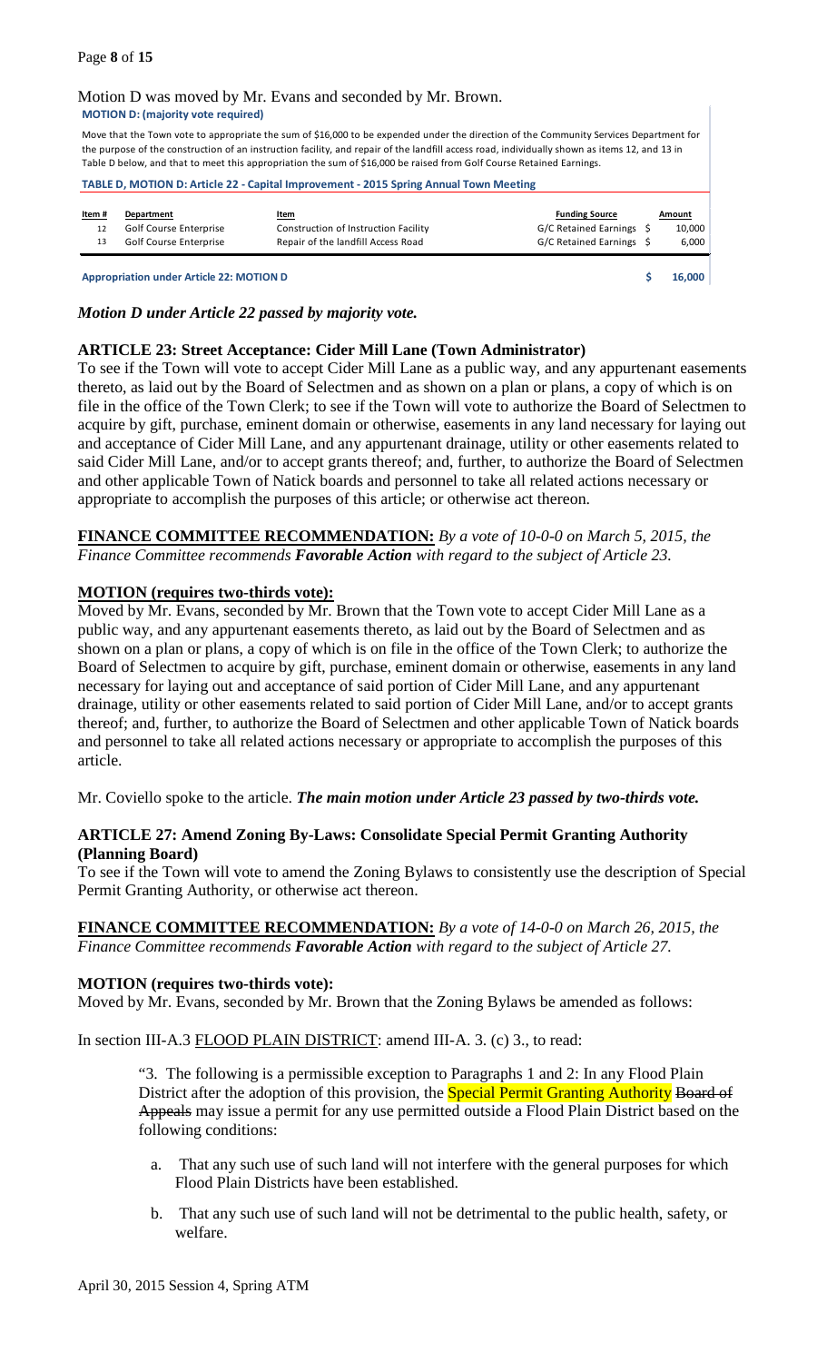Motion D was moved by Mr. Evans and seconded by Mr. Brown.

**MOTION D: (majority vote required)**

Move that the Town vote to appropriate the sum of $16,000 to be expended under the direction of the Community Services Department for the purpose of the construction of an instruction facility, and repair of the landfill access road, individually shown as items 12, and 13 in Table D below, and that to meet this appropriation the sum of $16,000 be raised from Golf Course Retained Earnings.

**TABLE D, MOTION D: Article 22 - Capital Improvement - 2015 Spring Annual Town Meeting**

| Item # | Department | Item | Funding Source | Amount |
|---|---|---|---|---|
| 12 | Golf Course Enterprise | Construction of Instruction Facility | G/C Retained Earnings | $ 10,000 |
| 13 | Golf Course Enterprise | Repair of the landfill Access Road | G/C Retained Earnings | $ 6,000 |
| **Appropriation under Article 22: MOTION D** | | | | **$ 16,000** |

***Motion D under Article 22 passed by majority vote.***

**ARTICLE 23: Street Acceptance: Cider Mill Lane (Town Administrator)**

To see if the Town will vote to accept Cider Mill Lane as a public way, and any appurtenant easements thereto, as laid out by the Board of Selectmen and as shown on a plan or plans, a copy of which is on file in the office of the Town Clerk; to see if the Town will vote to authorize the Board of Selectmen to acquire by gift, purchase, eminent domain or otherwise, easements in any land necessary for laying out and acceptance of Cider Mill Lane, and any appurtenant drainage, utility or other easements related to said Cider Mill Lane, and/or to accept grants thereof; and, further, to authorize the Board of Selectmen and other applicable Town of Natick boards and personnel to take all related actions necessary or appropriate to accomplish the purposes of this article; or otherwise act thereon.

**FINANCE COMMITTEE RECOMMENDATION:** *By a vote of 10-0-0 on March 5, 2015, the Finance Committee recommends **Favorable Action** with regard to the subject of Article 23.*

**MOTION (requires two-thirds vote):**

Moved by Mr. Evans, seconded by Mr. Brown that the Town vote to accept Cider Mill Lane as a public way, and any appurtenant easements thereto, as laid out by the Board of Selectmen and as shown on a plan or plans, a copy of which is on file in the office of the Town Clerk; to authorize the Board of Selectmen to acquire by gift, purchase, eminent domain or otherwise, easements in any land necessary for laying out and acceptance of said portion of Cider Mill Lane, and any appurtenant drainage, utility or other easements related to said portion of Cider Mill Lane, and/or to accept grants thereof; and, further, to authorize the Board of Selectmen and other applicable Town of Natick boards and personnel to take all related actions necessary or appropriate to accomplish the purposes of this article.

Mr. Coviello spoke to the article. ***The main motion under Article 23 passed by two-thirds vote.***

**ARTICLE 27: Amend Zoning By-Laws: Consolidate Special Permit Granting Authority (Planning Board)**

To see if the Town will vote to amend the Zoning Bylaws to consistently use the description of Special Permit Granting Authority, or otherwise act thereon.

**FINANCE COMMITTEE RECOMMENDATION:** *By a vote of 14-0-0 on March 26, 2015, the Finance Committee recommends **Favorable Action** with regard to the subject of Article 27.*

**MOTION (requires two-thirds vote):**

Moved by Mr. Evans, seconded by Mr. Brown that the Zoning Bylaws be amended as follows:

In section III-A.3 FLOOD PLAIN DISTRICT: amend III-A. 3. (c) 3., to read:

> "3. The following is a permissible exception to Paragraphs 1 and 2: In any Flood Plain District after the adoption of this provision, the Special Permit Granting Authority ~~Board of Appeals~~ may issue a permit for any use permitted outside a Flood Plain District based on the following conditions:
>
> a. That any such use of such land will not interfere with the general purposes for which Flood Plain Districts have been established.
>
> b. That any such use of such land will not be detrimental to the public health, safety, or welfare.

April 30, 2015 Session 4, Spring ATM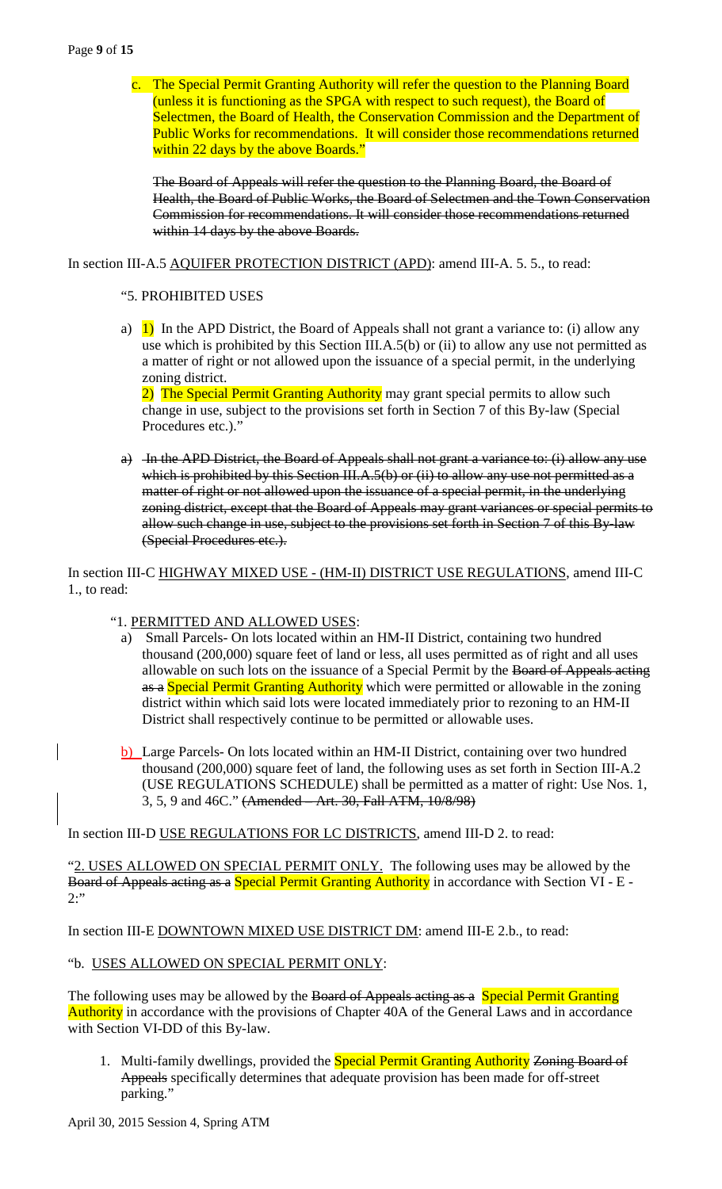c. The Special Permit Granting Authority will refer the question to the Planning Board (unless it is functioning as the SPGA with respect to such request), the Board of Selectmen, the Board of Health, the Conservation Commission and the Department of Public Works for recommendations. It will consider those recommendations returned within 22 days by the above Boards."

~~The Board of Appeals will refer the question to the Planning Board, the Board of Health, the Board of Public Works, the Board of Selectmen and the Town Conservation Commission for recommendations. It will consider those recommendations returned within 14 days by the above Boards.~~

In section III-A.5 AQUIFER PROTECTION DISTRICT (APD): amend III-A. 5. 5., to read:

"5. PROHIBITED USES

a) 1) In the APD District, the Board of Appeals shall not grant a variance to: (i) allow any use which is prohibited by this Section III.A.5(b) or (ii) to allow any use not permitted as a matter of right or not allowed upon the issuance of a special permit, in the underlying zoning district.
2) The Special Permit Granting Authority may grant special permits to allow such change in use, subject to the provisions set forth in Section 7 of this By-law (Special Procedures etc.)."

~~a) In the APD District, the Board of Appeals shall not grant a variance to: (i) allow any use which is prohibited by this Section III.A.5(b) or (ii) to allow any use not permitted as a matter of right or not allowed upon the issuance of a special permit, in the underlying zoning district, except that the Board of Appeals may grant variances or special permits to allow such change in use, subject to the provisions set forth in Section 7 of this By-law (Special Procedures etc.).~~

In section III-C HIGHWAY MIXED USE - (HM-II) DISTRICT USE REGULATIONS, amend III-C 1., to read:

"1. PERMITTED AND ALLOWED USES:

a) Small Parcels- On lots located within an HM-II District, containing two hundred thousand (200,000) square feet of land or less, all uses permitted as of right and all uses allowable on such lots on the issuance of a Special Permit by the ~~Board of Appeals acting as a~~ Special Permit Granting Authority which were permitted or allowable in the zoning district within which said lots were located immediately prior to rezoning to an HM-II District shall respectively continue to be permitted or allowable uses.

b) Large Parcels- On lots located within an HM-II District, containing over two hundred thousand (200,000) square feet of land, the following uses as set forth in Section III-A.2 (USE REGULATIONS SCHEDULE) shall be permitted as a matter of right: Use Nos. 1, 3, 5, 9 and 46C." ~~(Amended – Art. 30, Fall ATM, 10/8/98)~~

In section III-D USE REGULATIONS FOR LC DISTRICTS, amend III-D 2. to read:

"2. USES ALLOWED ON SPECIAL PERMIT ONLY. The following uses may be allowed by the ~~Board of Appeals acting as a~~ Special Permit Granting Authority in accordance with Section VI - E - 2:"

In section III-E DOWNTOWN MIXED USE DISTRICT DM: amend III-E 2.b., to read:

"b. USES ALLOWED ON SPECIAL PERMIT ONLY:

The following uses may be allowed by the ~~Board of Appeals acting as a~~ Special Permit Granting Authority in accordance with the provisions of Chapter 40A of the General Laws and in accordance with Section VI-DD of this By-law.

1. Multi-family dwellings, provided the Special Permit Granting Authority ~~Zoning Board of Appeals~~ specifically determines that adequate provision has been made for off-street parking."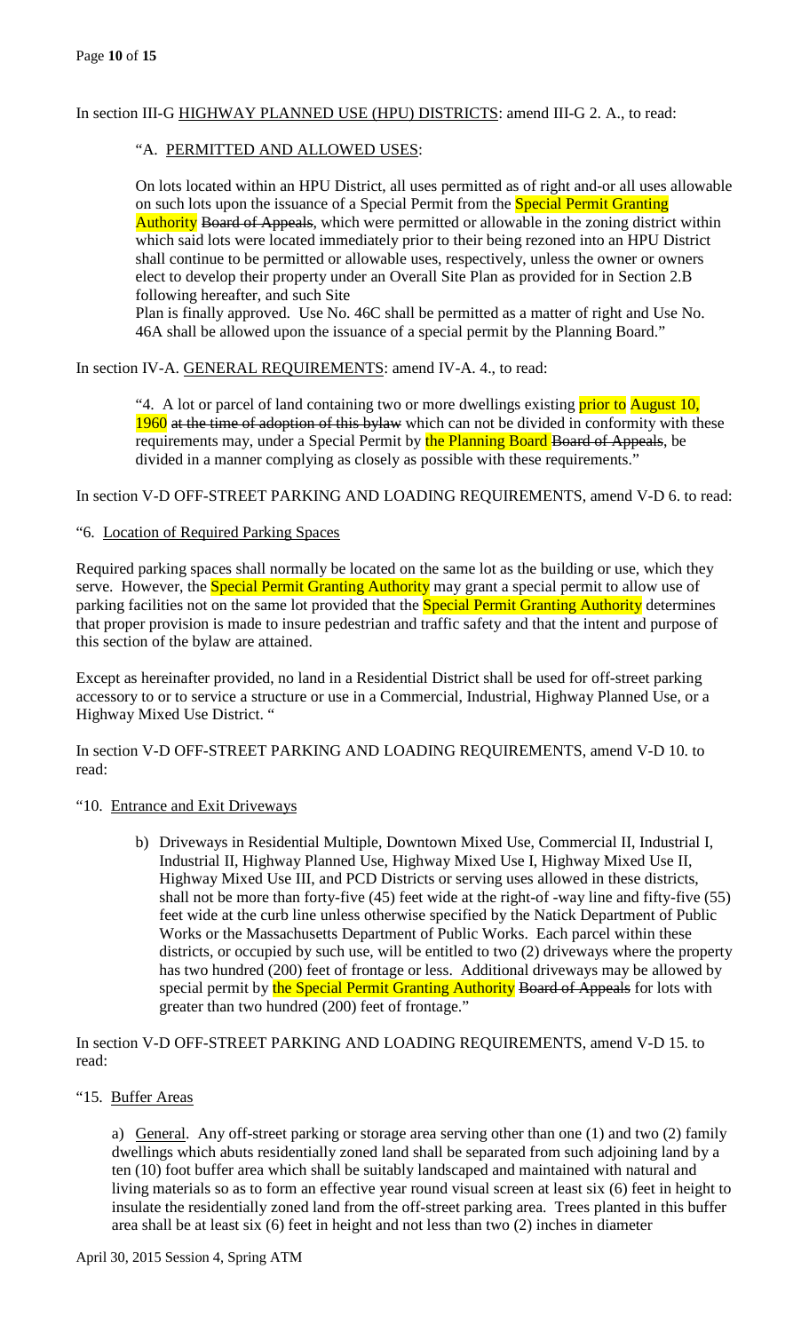In section III-G <u>HIGHWAY PLANNED USE (HPU) DISTRICTS</u>: amend III-G 2. A., to read:

"A. <u>PERMITTED AND ALLOWED USES</u>:

On lots located within an HPU District, all uses permitted as of right and-or all uses allowable on such lots upon the issuance of a Special Permit from the Special Permit Granting Authority ~~Board of Appeals~~, which were permitted or allowable in the zoning district within which said lots were located immediately prior to their being rezoned into an HPU District shall continue to be permitted or allowable uses, respectively, unless the owner or owners elect to develop their property under an Overall Site Plan as provided for in Section 2.B following hereafter, and such Site Plan is finally approved. Use No. 46C shall be permitted as a matter of right and Use No. 46A shall be allowed upon the issuance of a special permit by the Planning Board."

In section IV-A. <u>GENERAL REQUIREMENTS</u>: amend IV-A. 4., to read:

"4. A lot or parcel of land containing two or more dwellings existing prior to August 10, 1960 ~~at the time of adoption of this bylaw~~ which can not be divided in conformity with these requirements may, under a Special Permit by the Planning Board ~~Board of Appeals~~, be divided in a manner complying as closely as possible with these requirements."

In section V-D OFF-STREET PARKING AND LOADING REQUIREMENTS, amend V-D 6. to read:

"6. <u>Location of Required Parking Spaces</u>

Required parking spaces shall normally be located on the same lot as the building or use, which they serve. However, the Special Permit Granting Authority may grant a special permit to allow use of parking facilities not on the same lot provided that the Special Permit Granting Authority determines that proper provision is made to insure pedestrian and traffic safety and that the intent and purpose of this section of the bylaw are attained.

Except as hereinafter provided, no land in a Residential District shall be used for off-street parking accessory to or to service a structure or use in a Commercial, Industrial, Highway Planned Use, or a Highway Mixed Use District. "

In section V-D OFF-STREET PARKING AND LOADING REQUIREMENTS, amend V-D 10. to read:

"10. <u>Entrance and Exit Driveways</u>

b) Driveways in Residential Multiple, Downtown Mixed Use, Commercial II, Industrial I, Industrial II, Highway Planned Use, Highway Mixed Use I, Highway Mixed Use II, Highway Mixed Use III, and PCD Districts or serving uses allowed in these districts, shall not be more than forty-five (45) feet wide at the right-of -way line and fifty-five (55) feet wide at the curb line unless otherwise specified by the Natick Department of Public Works or the Massachusetts Department of Public Works. Each parcel within these districts, or occupied by such use, will be entitled to two (2) driveways where the property has two hundred (200) feet of frontage or less. Additional driveways may be allowed by special permit by the Special Permit Granting Authority ~~Board of Appeals~~ for lots with greater than two hundred (200) feet of frontage."

In section V-D OFF-STREET PARKING AND LOADING REQUIREMENTS, amend V-D 15. to read:

"15. <u>Buffer Areas</u>

a) <u>General</u>. Any off-street parking or storage area serving other than one (1) and two (2) family dwellings which abuts residentially zoned land shall be separated from such adjoining land by a ten (10) foot buffer area which shall be suitably landscaped and maintained with natural and living materials so as to form an effective year round visual screen at least six (6) feet in height to insulate the residentially zoned land from the off-street parking area. Trees planted in this buffer area shall be at least six (6) feet in height and not less than two (2) inches in diameter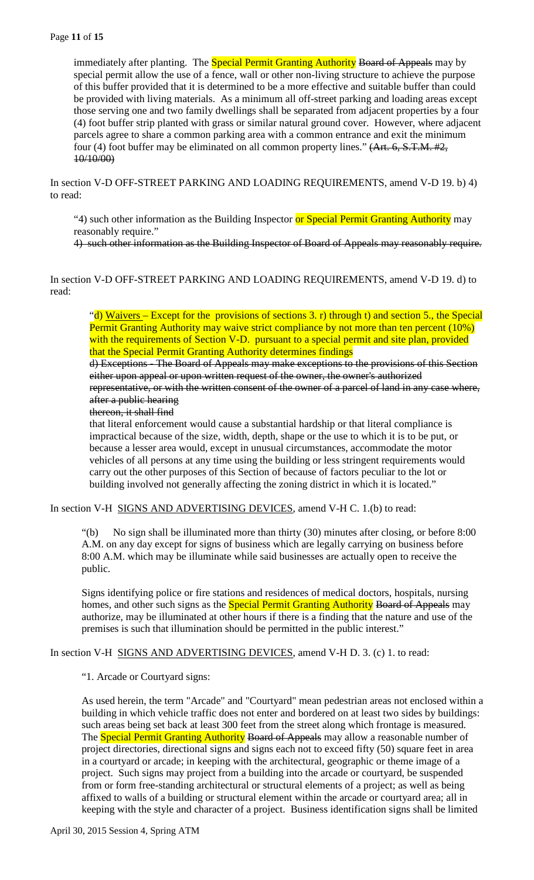immediately after planting. The Special Permit Granting Authority ~~Board of Appeals~~ may by special permit allow the use of a fence, wall or other non-living structure to achieve the purpose of this buffer provided that it is determined to be a more effective and suitable buffer than could be provided with living materials. As a minimum all off-street parking and loading areas except those serving one and two family dwellings shall be separated from adjacent properties by a four (4) foot buffer strip planted with grass or similar natural ground cover. However, where adjacent parcels agree to share a common parking area with a common entrance and exit the minimum four (4) foot buffer may be eliminated on all common property lines." ~~(Art. 6, S.T.M. #2, 10/10/00)~~

In section V-D OFF-STREET PARKING AND LOADING REQUIREMENTS, amend V-D 19. b) 4) to read:

> "4) such other information as the Building Inspector or Special Permit Granting Authority may reasonably require."
>
> ~~4) such other information as the Building Inspector of Board of Appeals may reasonably require.~~

In section V-D OFF-STREET PARKING AND LOADING REQUIREMENTS, amend V-D 19. d) to read:

> "d) Waivers – Except for the provisions of sections 3. r) through t) and section 5., the Special Permit Granting Authority may waive strict compliance by not more than ten percent (10%) with the requirements of Section V-D. pursuant to a special permit and site plan, provided that the Special Permit Granting Authority determines findings
>
> ~~d) Exceptions - The Board of Appeals may make exceptions to the provisions of this Section either upon appeal or upon written request of the owner, the owner's authorized representative, or with the written consent of the owner of a parcel of land in any case where, after a public hearing~~
>
> ~~thereon, it shall find~~
>
> that literal enforcement would cause a substantial hardship or that literal compliance is impractical because of the size, width, depth, shape or the use to which it is to be put, or because a lesser area would, except in unusual circumstances, accommodate the motor vehicles of all persons at any time using the building or less stringent requirements would carry out the other purposes of this Section of because of factors peculiar to the lot or building involved not generally affecting the zoning district in which it is located."

In section V-H SIGNS AND ADVERTISING DEVICES, amend V-H C. 1.(b) to read:

> "(b) No sign shall be illuminated more than thirty (30) minutes after closing, or before 8:00 A.M. on any day except for signs of business which are legally carrying on business before 8:00 A.M. which may be illuminate while said businesses are actually open to receive the public.
>
> Signs identifying police or fire stations and residences of medical doctors, hospitals, nursing homes, and other such signs as the Special Permit Granting Authority ~~Board of Appeals~~ may authorize, may be illuminated at other hours if there is a finding that the nature and use of the premises is such that illumination should be permitted in the public interest."

In section V-H SIGNS AND ADVERTISING DEVICES, amend V-H D. 3. (c) 1. to read:

> "1. Arcade or Courtyard signs:
>
> As used herein, the term "Arcade" and "Courtyard" mean pedestrian areas not enclosed within a building in which vehicle traffic does not enter and bordered on at least two sides by buildings: such areas being set back at least 300 feet from the street along which frontage is measured. The Special Permit Granting Authority ~~Board of Appeals~~ may allow a reasonable number of project directories, directional signs and signs each not to exceed fifty (50) square feet in area in a courtyard or arcade; in keeping with the architectural, geographic or theme image of a project. Such signs may project from a building into the arcade or courtyard, be suspended from or form free-standing architectural or structural elements of a project; as well as being affixed to walls of a building or structural element within the arcade or courtyard area; all in keeping with the style and character of a project. Business identification signs shall be limited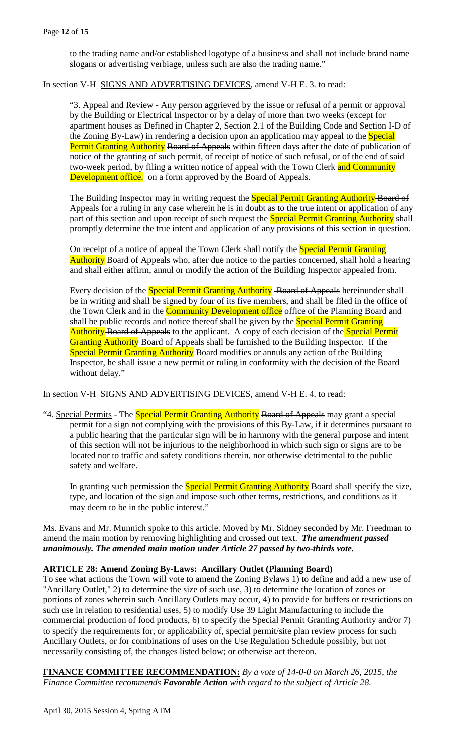to the trading name and/or established logotype of a business and shall not include brand name slogans or advertising verbiage, unless such are also the trading name."

In section V-H SIGNS AND ADVERTISING DEVICES, amend V-H E. 3. to read:

> "3. Appeal and Review - Any person aggrieved by the issue or refusal of a permit or approval by the Building or Electrical Inspector or by a delay of more than two weeks (except for apartment houses as Defined in Chapter 2, Section 2.1 of the Building Code and Section I-D of the Zoning By-Law) in rendering a decision upon an application may appeal to the Special Permit Granting Authority ~~Board of Appeals~~ within fifteen days after the date of publication of notice of the granting of such permit, of receipt of notice of such refusal, or of the end of said two-week period, by filing a written notice of appeal with the Town Clerk and Community Development office. ~~on a form approved by the Board of Appeals.~~
>
> The Building Inspector may in writing request the Special Permit Granting Authority ~~Board of Appeals~~ for a ruling in any case wherein he is in doubt as to the true intent or application of any part of this section and upon receipt of such request the Special Permit Granting Authority shall promptly determine the true intent and application of any provisions of this section in question.
>
> On receipt of a notice of appeal the Town Clerk shall notify the Special Permit Granting Authority ~~Board of Appeals~~ who, after due notice to the parties concerned, shall hold a hearing and shall either affirm, annul or modify the action of the Building Inspector appealed from.
>
> Every decision of the Special Permit Granting Authority ~~Board of Appeals~~ hereinunder shall be in writing and shall be signed by four of its five members, and shall be filed in the office of the Town Clerk and in the Community Development office ~~office of the Planning Board~~ and shall be public records and notice thereof shall be given by the Special Permit Granting Authority ~~Board of Appeals~~ to the applicant. A copy of each decision of the Special Permit Granting Authority ~~Board of Appeals~~ shall be furnished to the Building Inspector. If the Special Permit Granting Authority ~~Board~~ modifies or annuls any action of the Building Inspector, he shall issue a new permit or ruling in conformity with the decision of the Board without delay."

In section V-H SIGNS AND ADVERTISING DEVICES, amend V-H E. 4. to read:

> "4. Special Permits - The Special Permit Granting Authority ~~Board of Appeals~~ may grant a special permit for a sign not complying with the provisions of this By-Law, if it determines pursuant to a public hearing that the particular sign will be in harmony with the general purpose and intent of this section will not be injurious to the neighborhood in which such sign or signs are to be located nor to traffic and safety conditions therein, nor otherwise detrimental to the public safety and welfare.
>
> In granting such permission the Special Permit Granting Authority ~~Board~~ shall specify the size, type, and location of the sign and impose such other terms, restrictions, and conditions as it may deem to be in the public interest."

Ms. Evans and Mr. Munnich spoke to this article. Moved by Mr. Sidney seconded by Mr. Freedman to amend the main motion by removing highlighting and crossed out text. ***The amendment passed unanimously. The amended main motion under Article 27 passed by two-thirds vote.***

**ARTICLE 28: Amend Zoning By-Laws: Ancillary Outlet (Planning Board)**

To see what actions the Town will vote to amend the Zoning Bylaws 1) to define and add a new use of "Ancillary Outlet," 2) to determine the size of such use, 3) to determine the location of zones or portions of zones wherein such Ancillary Outlets may occur, 4) to provide for buffers or restrictions on such use in relation to residential uses, 5) to modify Use 39 Light Manufacturing to include the commercial production of food products, 6) to specify the Special Permit Granting Authority and/or 7) to specify the requirements for, or applicability of, special permit/site plan review process for such Ancillary Outlets, or for combinations of uses on the Use Regulation Schedule possibly, but not necessarily consisting of, the changes listed below; or otherwise act thereon.

**FINANCE COMMITTEE RECOMMENDATION:** *By a vote of 14-0-0 on March 26, 2015, the Finance Committee recommends **Favorable Action** with regard to the subject of Article 28.*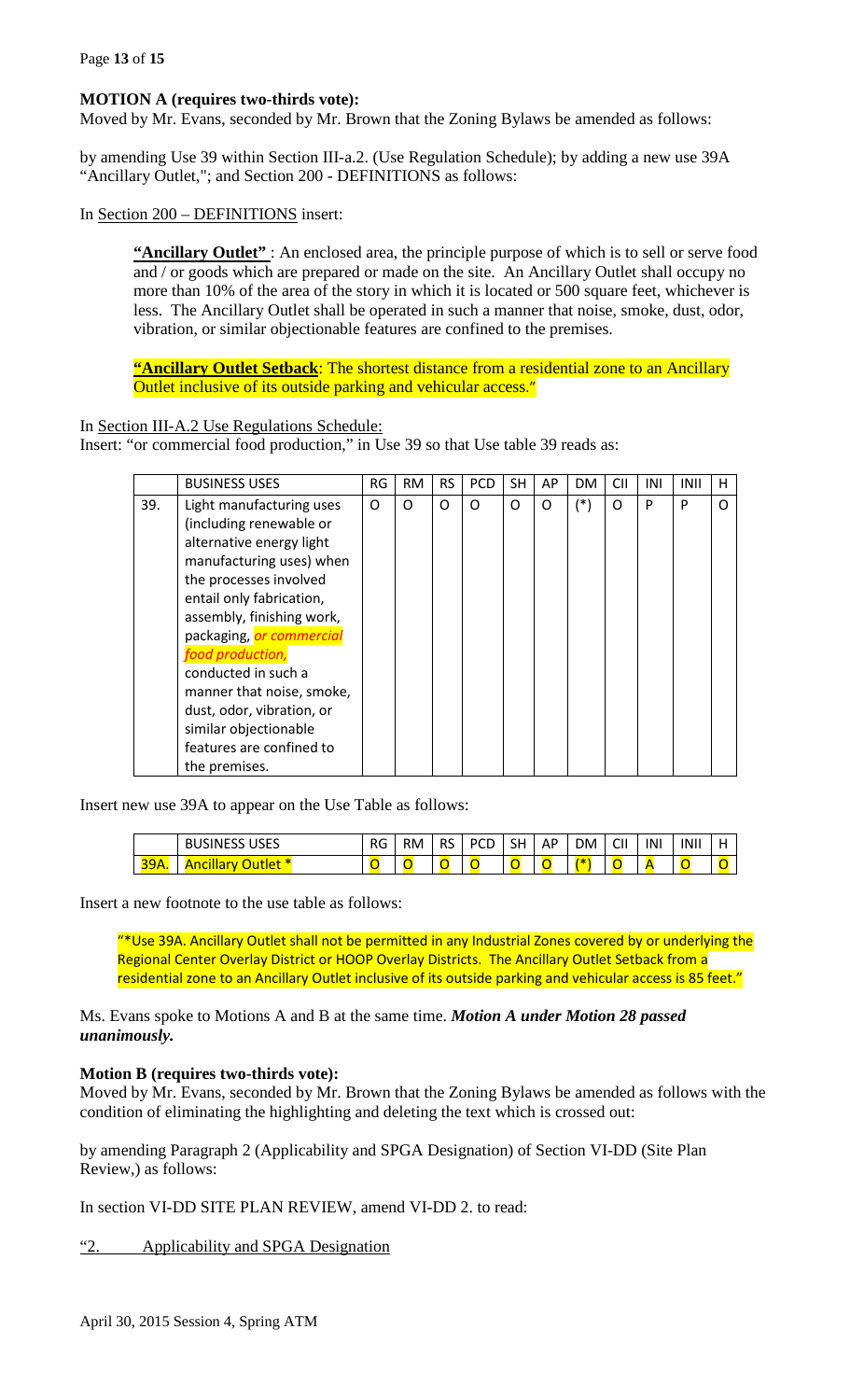**MOTION A (requires two-thirds vote):**
Moved by Mr. Evans, seconded by Mr. Brown that the Zoning Bylaws be amended as follows:

by amending Use 39 within Section III-a.2. (Use Regulation Schedule); by adding a new use 39A "Ancillary Outlet,"; and Section 200 - DEFINITIONS as follows:

In Section 200 – DEFINITIONS insert:

> **"Ancillary Outlet"** : An enclosed area, the principle purpose of which is to sell or serve food and / or goods which are prepared or made on the site. An Ancillary Outlet shall occupy no more than 10% of the area of the story in which it is located or 500 square feet, whichever is less. The Ancillary Outlet shall be operated in such a manner that noise, smoke, dust, odor, vibration, or similar objectionable features are confined to the premises.
>
> **"Ancillary Outlet Setback**: The shortest distance from a residential zone to an Ancillary Outlet inclusive of its outside parking and vehicular access."

In Section III-A.2 Use Regulations Schedule:
Insert: "or commercial food production," in Use 39 so that Use table 39 reads as:

| | BUSINESS USES | RG | RM | RS | PCD | SH | AP | DM | CII | INI | INII | H |
|---|---|---|---|---|---|---|---|---|---|---|---|---|
| 39. | Light manufacturing uses (including renewable or alternative energy light manufacturing uses) when the processes involved entail only fabrication, assembly, finishing work, packaging, *or commercial food production,* conducted in such a manner that noise, smoke, dust, odor, vibration, or similar objectionable features are confined to the premises. | O | O | O | O | O | O | (*) | O | P | P | O |

Insert new use 39A to appear on the Use Table as follows:

| | BUSINESS USES | RG | RM | RS | PCD | SH | AP | DM | CII | INI | INII | H |
|---|---|---|---|---|---|---|---|---|---|---|---|---|
| 39A. | Ancillary Outlet * | O | O | O | O | O | O | (*) | O | A | O | O |

Insert a new footnote to the use table as follows:

> "*Use 39A. Ancillary Outlet shall not be permitted in any Industrial Zones covered by or underlying the Regional Center Overlay District or HOOP Overlay Districts. The Ancillary Outlet Setback from a residential zone to an Ancillary Outlet inclusive of its outside parking and vehicular access is 85 feet."

Ms. Evans spoke to Motions A and B at the same time. ***Motion A under Motion 28 passed unanimously.***

**Motion B (requires two-thirds vote):**
Moved by Mr. Evans, seconded by Mr. Brown that the Zoning Bylaws be amended as follows with the condition of eliminating the highlighting and deleting the text which is crossed out:

by amending Paragraph 2 (Applicability and SPGA Designation) of Section VI-DD (Site Plan Review,) as follows:

In section VI-DD SITE PLAN REVIEW, amend VI-DD 2. to read:

"2. Applicability and SPGA Designation

April 30, 2015 Session 4, Spring ATM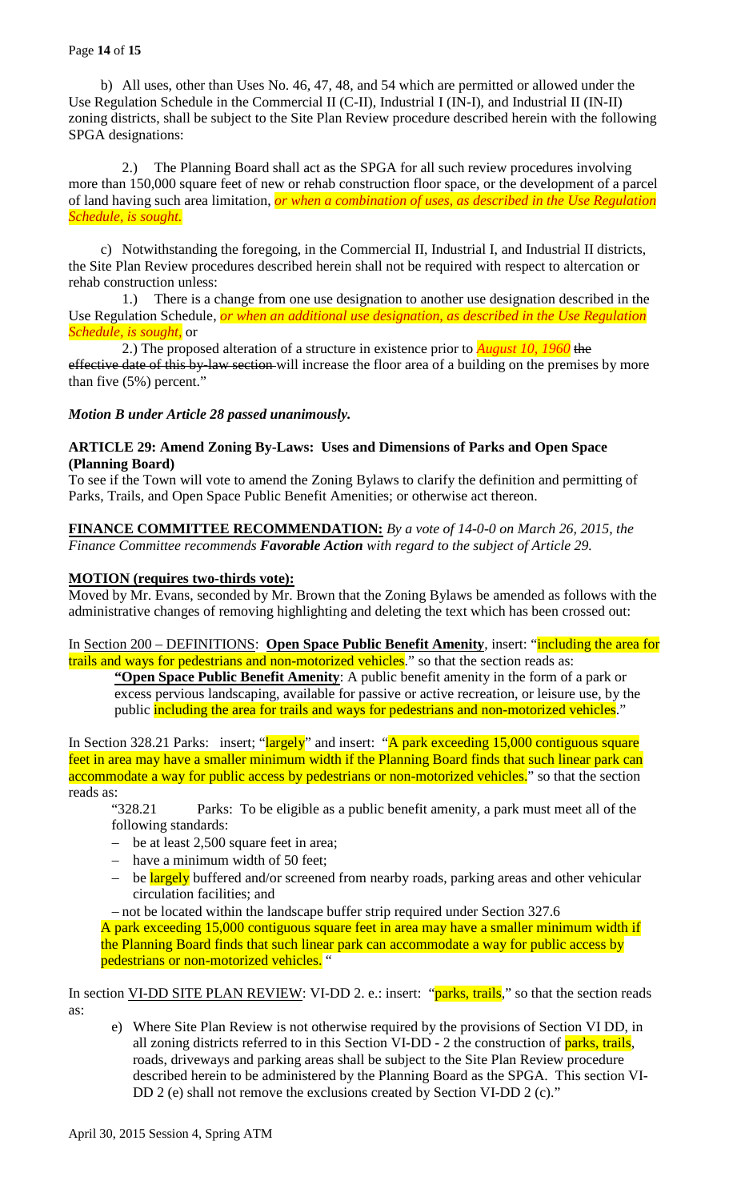b) All uses, other than Uses No. 46, 47, 48, and 54 which are permitted or allowed under the Use Regulation Schedule in the Commercial II (C-II), Industrial I (IN-I), and Industrial II (IN-II) zoning districts, shall be subject to the Site Plan Review procedure described herein with the following SPGA designations:

2.) The Planning Board shall act as the SPGA for all such review procedures involving more than 150,000 square feet of new or rehab construction floor space, or the development of a parcel of land having such area limitation, *or when a combination of uses, as described in the Use Regulation Schedule, is sought.*

c) Notwithstanding the foregoing, in the Commercial II, Industrial I, and Industrial II districts, the Site Plan Review procedures described herein shall not be required with respect to altercation or rehab construction unless:

1.) There is a change from one use designation to another use designation described in the Use Regulation Schedule, *or when an additional use designation, as described in the Use Regulation Schedule, is sought,* or

2.) The proposed alteration of a structure in existence prior to *August 10, 1960* ~~the effective date of this by-law section~~ will increase the floor area of a building on the premises by more than five (5%) percent."

***Motion B under Article 28 passed unanimously.***

**ARTICLE 29: Amend Zoning By-Laws: Uses and Dimensions of Parks and Open Space (Planning Board)**

To see if the Town will vote to amend the Zoning Bylaws to clarify the definition and permitting of Parks, Trails, and Open Space Public Benefit Amenities; or otherwise act thereon.

**FINANCE COMMITTEE RECOMMENDATION:** *By a vote of 14-0-0 on March 26, 2015, the Finance Committee recommends **Favorable Action** with regard to the subject of Article 29.*

**MOTION (requires two-thirds vote):**

Moved by Mr. Evans, seconded by Mr. Brown that the Zoning Bylaws be amended as follows with the administrative changes of removing highlighting and deleting the text which has been crossed out:

In Section 200 – DEFINITIONS: **Open Space Public Benefit Amenity**, insert: "including the area for trails and ways for pedestrians and non-motorized vehicles." so that the section reads as:

> **"Open Space Public Benefit Amenity**: A public benefit amenity in the form of a park or excess pervious landscaping, available for passive or active recreation, or leisure use, by the public including the area for trails and ways for pedestrians and non-motorized vehicles."

In Section 328.21 Parks: insert; "largely" and insert: "A park exceeding 15,000 contiguous square feet in area may have a smaller minimum width if the Planning Board finds that such linear park can accommodate a way for public access by pedestrians or non-motorized vehicles." so that the section reads as:

> "328.21 Parks: To be eligible as a public benefit amenity, a park must meet all of the following standards:
>
> - be at least 2,500 square feet in area;
> - have a minimum width of 50 feet;
> - be largely buffered and/or screened from nearby roads, parking areas and other vehicular circulation facilities; and
> - not be located within the landscape buffer strip required under Section 327.6
>
> A park exceeding 15,000 contiguous square feet in area may have a smaller minimum width if the Planning Board finds that such linear park can accommodate a way for public access by pedestrians or non-motorized vehicles. "

In section VI-DD SITE PLAN REVIEW: VI-DD 2. e.: insert: "parks, trails," so that the section reads as:

> e) Where Site Plan Review is not otherwise required by the provisions of Section VI DD, in all zoning districts referred to in this Section VI-DD - 2 the construction of parks, trails, roads, driveways and parking areas shall be subject to the Site Plan Review procedure described herein to be administered by the Planning Board as the SPGA. This section VI-DD 2 (e) shall not remove the exclusions created by Section VI-DD 2 (c)."

April 30, 2015 Session 4, Spring ATM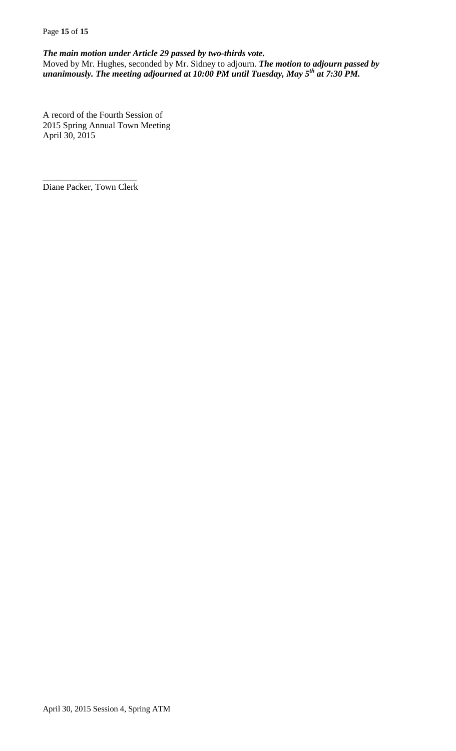***The main motion under Article 29 passed by two-thirds vote.***
Moved by Mr. Hughes, seconded by Mr. Sidney to adjourn. ***The motion to adjourn passed by unanimously. The meeting adjourned at 10:00 PM until Tuesday, May 5th at 7:30 PM.***

A record of the Fourth Session of
2015 Spring Annual Town Meeting
April 30, 2015

_____________________
Diane Packer, Town Clerk